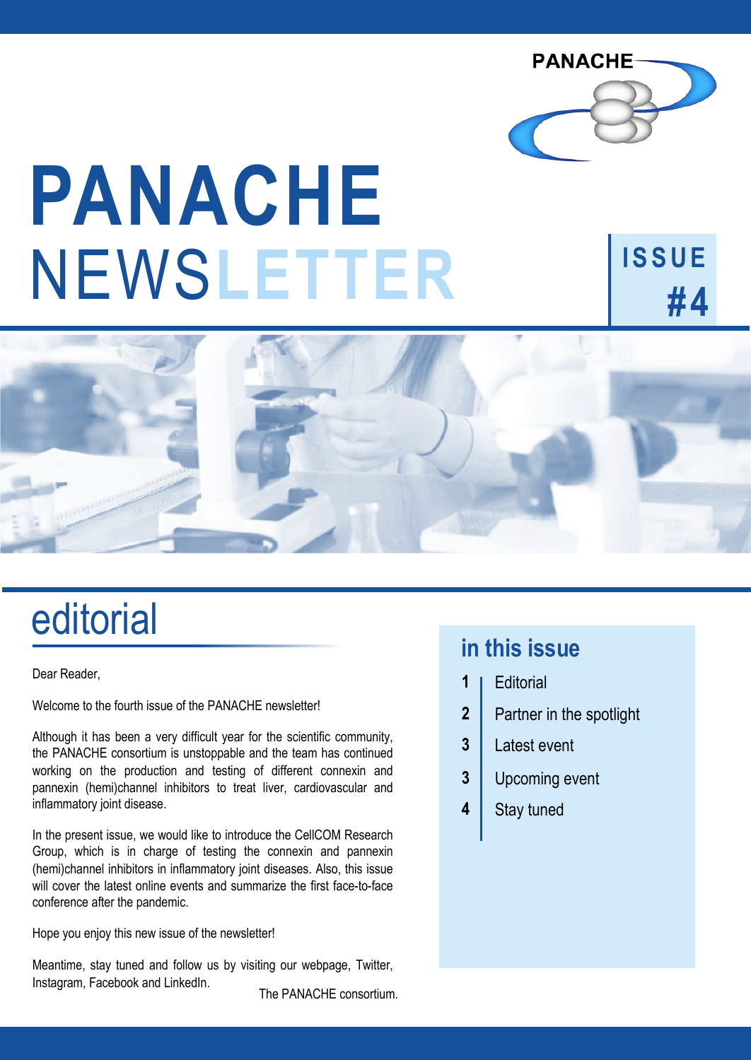# PANACHE NEWSLETTER

**ISSUE #4**

## editorial

Dear Reader,

Welcome to the fourth issue of the PANACHE newsletter!

Although it has been a very difficult year for the scientific community, the PANACHE consortium is unstoppable and the team has continued working on the production and testing of different connexin and pannexin (hemi)channel inhibitors to treat liver, cardiovascular and inflammatory joint disease.

In the present issue, we would like to introduce the CellCOM Research Group, which is in charge of testing the connexin and pannexin (hemi)channel inhibitors in inflammatory joint diseases. Also, this issue will cover the latest online events and summarize the first face-to-face conference after the pandemic.

Hope you enjoy this new issue of the newsletter!

Meantime, stay tuned and follow us by visiting our webpage, Twitter, Instagram, Facebook and LinkedIn.

The PANACHE consortium.

## in this issue

- **1** Editorial
- **2** Partner in the spotlight
- **3** Latest event
- **3** Upcoming event
- **4** Stay tuned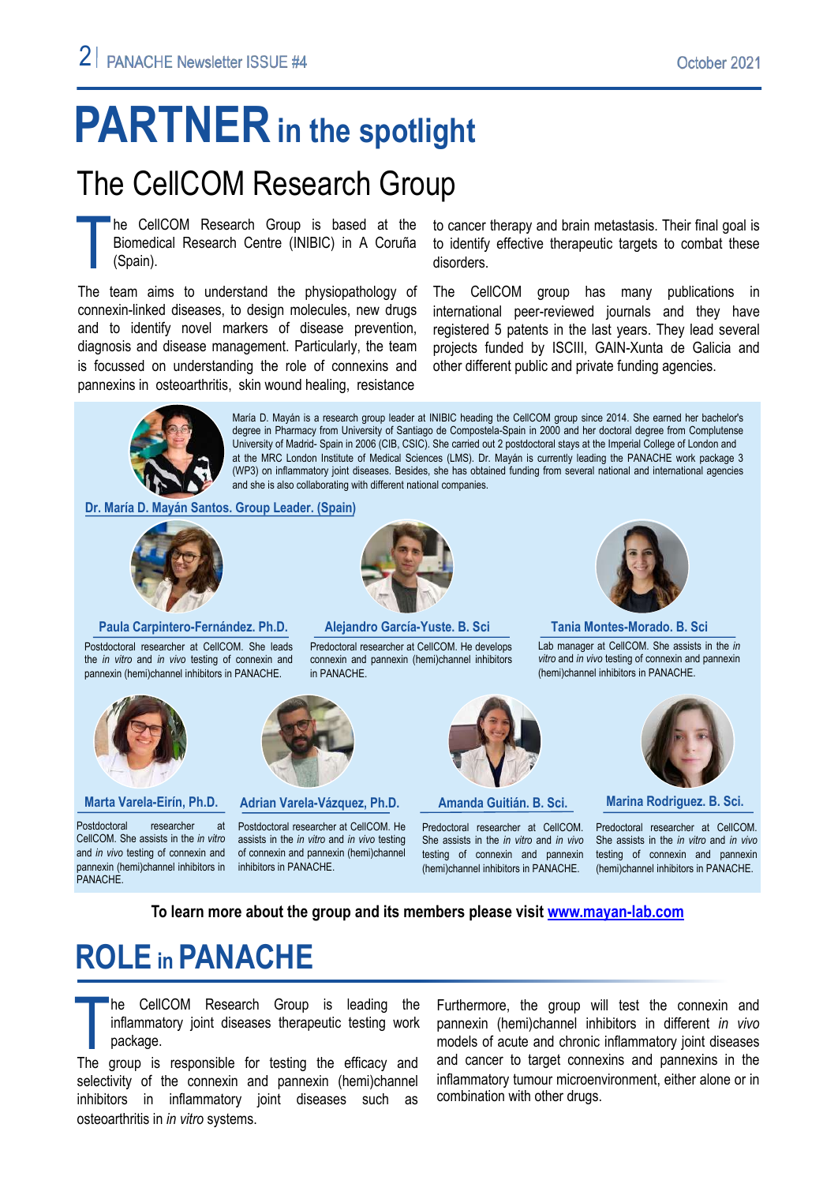# PARTNER in the spotlight

## The CellCOM Research Group

The CellCOM Research Group is based at the Biomedical Research Centre (INIBIC) in A Coruña (Spain).

The team aims to understand the physiopathology of connexin-linked diseases, to design molecules, new drugs and to identify novel markers of disease prevention, diagnosis and disease management. Particularly, the team is focussed on understanding the role of connexins and pannexins in osteoarthritis, skin wound healing, resistance to cancer therapy and brain metastasis. Their final goal is to identify effective therapeutic targets to combat these disorders.

The CellCOM group has many publications in international peer-reviewed journals and they have registered 5 patents in the last years. They lead several projects funded by ISCIII, GAIN-Xunta de Galicia and other different public and private funding agencies.

María D. Mayán is a research group leader at INIBIC heading the CellCOM group since 2014. She earned her bachelor's degree in Pharmacy from University of Santiago de Compostela-Spain in 2000 and her doctoral degree from Complutense University of Madrid- Spain in 2006 (CIB, CSIC). She carried out 2 postdoctoral stays at the Imperial College of London and at the MRC London Institute of Medical Sciences (LMS). Dr. Mayán is currently leading the PANACHE work package 3 (WP3) on inflammatory joint diseases. Besides, she has obtained funding from several national and international agencies and she is also collaborating with different national companies.

**Dr. María D. Mayán Santos. Group Leader. (Spain)**

**Paula Carpintero-Fernández. Ph.D.**
Postdoctoral researcher at CellCOM. She leads the *in vitro* and *in vivo* testing of connexin and pannexin (hemi)channel inhibitors in PANACHE.

**Alejandro García-Yuste. B. Sci**
Predoctoral researcher at CellCOM. He develops connexin and pannexin (hemi)channel inhibitors in PANACHE.

**Tania Montes-Morado. B. Sci**
Lab manager at CellCOM. She assists in the *in vitro* and *in vivo* testing of connexin and pannexin (hemi)channel inhibitors in PANACHE.

**Marta Varela-Eirín, Ph.D.**
Postdoctoral researcher at CellCOM. She assists in the *in vitro* and *in vivo* testing of connexin and pannexin (hemi)channel inhibitors in PANACHE.

**Adrian Varela-Vázquez, Ph.D.**
Postdoctoral researcher at CellCOM. He assists in the *in vitro* and *in vivo* testing of connexin and pannexin (hemi)channel inhibitors in PANACHE.

**Amanda Guitián. B. Sci.**
Predoctoral researcher at CellCOM. She assists in the *in vitro* and *in vivo* testing of connexin and pannexin (hemi)channel inhibitors in PANACHE.

**Marina Rodriguez. B. Sci.**
Predoctoral researcher at CellCOM. She assists in the *in vitro* and *in vivo* testing of connexin and pannexin (hemi)channel inhibitors in PANACHE.

**To learn more about the group and its members please visit [www.mayan-lab.com](www.mayan-lab.com)**

# ROLE in PANACHE

The CellCOM Research Group is leading the inflammatory joint diseases therapeutic testing work package.

The group is responsible for testing the efficacy and selectivity of the connexin and pannexin (hemi)channel inhibitors in inflammatory joint diseases such as osteoarthritis in *in vitro* systems.

Furthermore, the group will test the connexin and pannexin (hemi)channel inhibitors in different *in vivo* models of acute and chronic inflammatory joint diseases and cancer to target connexins and pannexins in the inflammatory tumour microenvironment, either alone or in combination with other drugs.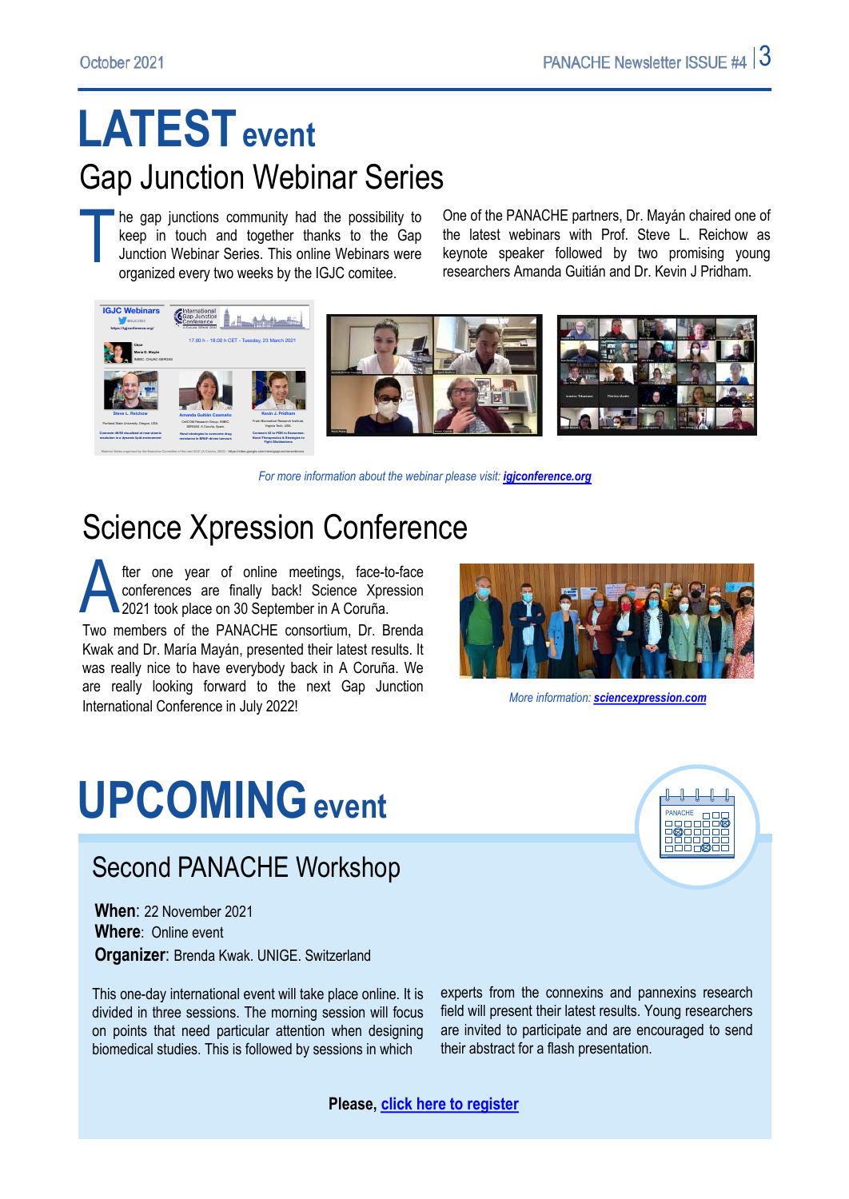# LATEST event

## Gap Junction Webinar Series

The gap junctions community had the possibility to keep in touch and together thanks to the Gap Junction Webinar Series. This online Webinars were organized every two weeks by the IGJC comitee.

One of the PANACHE partners, Dr. Mayán chaired one of the latest webinars with Prof. Steve L. Reichow as keynote speaker followed by two promising young researchers Amanda Guitián and Dr. Kevin J Pridham.

*For more information about the webinar please visit:* ***igjconference.org***

## Science Xpression Conference

After one year of online meetings, face-to-face conferences are finally back! Science Xpression 2021 took place on 30 September in A Coruña.

Two members of the PANACHE consortium, Dr. Brenda Kwak and Dr. María Mayán, presented their latest results. It was really nice to have everybody back in A Coruña. We are really looking forward to the next Gap Junction International Conference in July 2022!

*More information:* ***sciencexpression.com***

# UPCOMING event

## Second PANACHE Workshop

**When**: 22 November 2021
**Where**: Online event
**Organizer**: Brenda Kwak. UNIGE. Switzerland

This one-day international event will take place online. It is divided in three sessions. The morning session will focus on points that need particular attention when designing biomedical studies. This is followed by sessions in which experts from the connexins and pannexins research field will present their latest results. Young researchers are invited to participate and are encouraged to send their abstract for a flash presentation.

**Please, click here to register**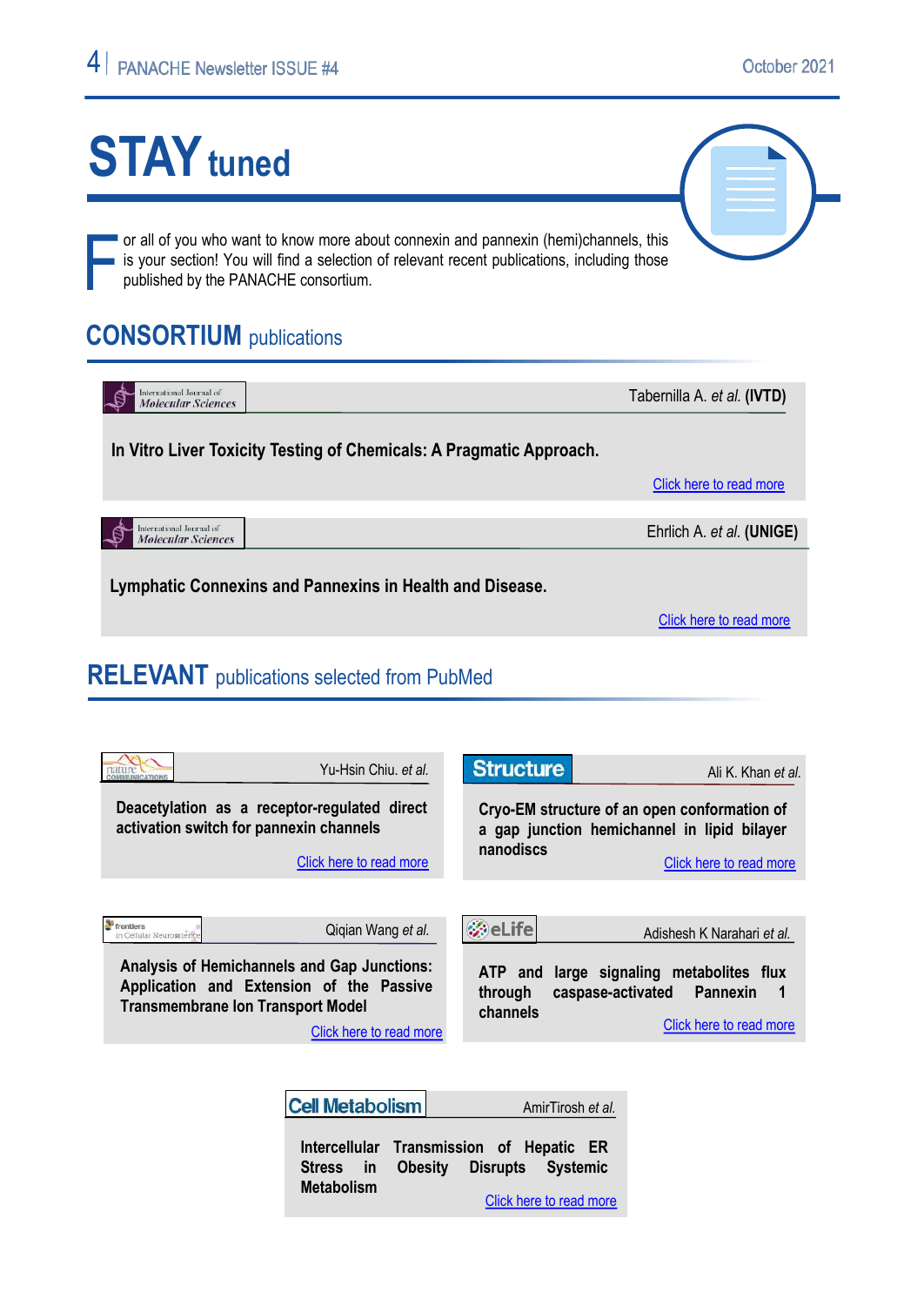# STAY tuned

For all of you who want to know more about connexin and pannexin (hemi)channels, this is your section! You will find a selection of relevant recent publications, including those published by the PANACHE consortium.

## CONSORTIUM publications

International Journal of Molecular Sciences — Tabernilla A. *et al.* **(IVTD)**

**In Vitro Liver Toxicity Testing of Chemicals: A Pragmatic Approach.**

Click here to read more

International Journal of Molecular Sciences — Ehrlich A. *et al.* **(UNIGE)**

**Lymphatic Connexins and Pannexins in Health and Disease.**

Click here to read more

## RELEVANT publications selected from PubMed

nature COMMUNICATIONS — Yu-Hsin Chiu. *et al.*

**Deacetylation as a receptor-regulated direct activation switch for pannexin channels**

Click here to read more

Structure — Ali K. Khan *et al.*

**Cryo-EM structure of an open conformation of a gap junction hemichannel in lipid bilayer nanodiscs**

Click here to read more

frontiers in Cellular Neuroscience — Qiqian Wang *et al.*

**Analysis of Hemichannels and Gap Junctions: Application and Extension of the Passive Transmembrane Ion Transport Model**

Click here to read more

eLife — Adishesh K Narahari *et al.*

**ATP and large signaling metabolites flux through caspase-activated Pannexin 1 channels**

Click here to read more

Cell Metabolism — AmirTirosh *et al.*

**Intercellular Transmission of Hepatic ER Stress in Obesity Disrupts Systemic Metabolism**

Click here to read more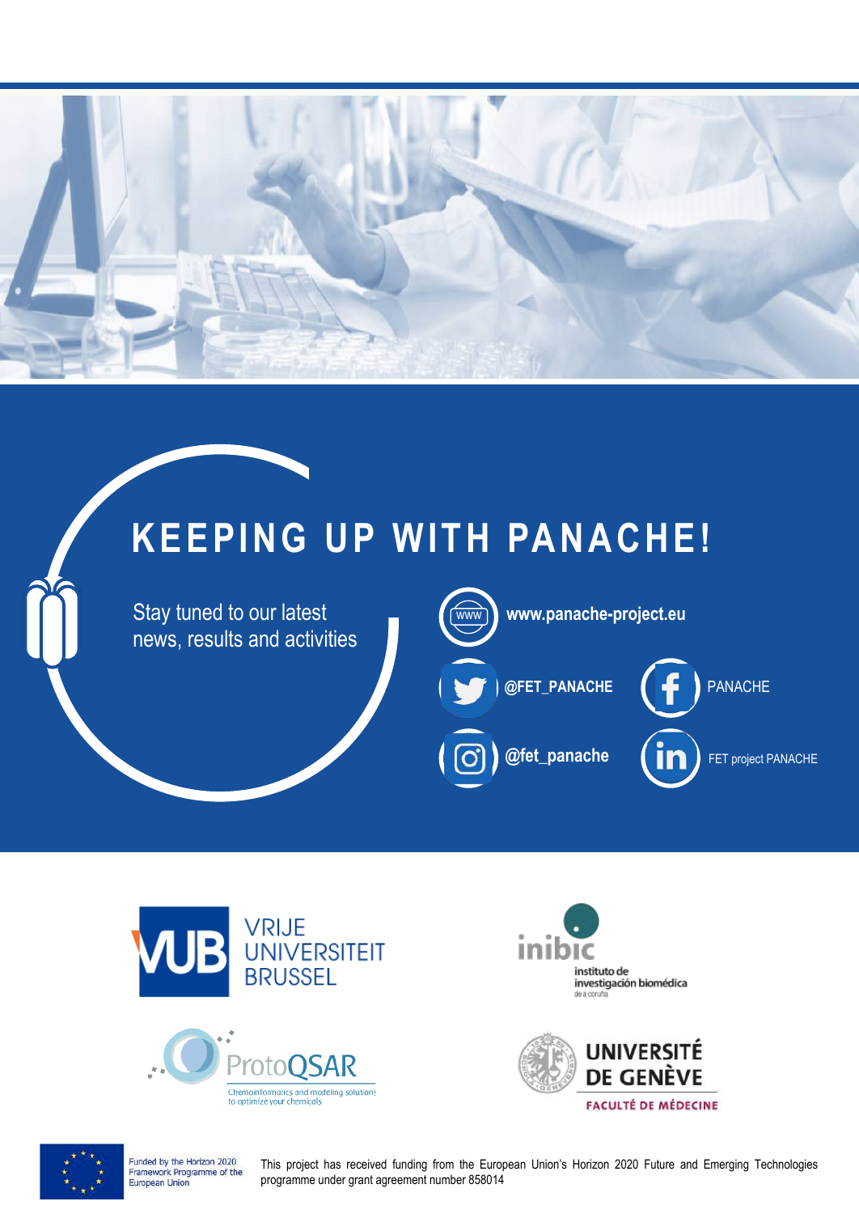# KEEPING UP WITH PANACHE!

Stay tuned to our latest news, results and activities

**www.panache-project.eu**

**@FET_PANACHE**

PANACHE

**@fet_panache**

FET project PANACHE

VRIJE UNIVERSITEIT BRUSSEL

inibic instituto de investigación biomédica de a coruña

ProtoQSAR Chemoinformatics and modeling solutions to optimize your chemicals

UNIVERSITÉ DE GENÈVE FACULTÉ DE MÉDECINE

Funded by the Horizon 2020 Framework Programme of the European Union

This project has received funding from the European Union's Horizon 2020 Future and Emerging Technologies programme under grant agreement number 858014